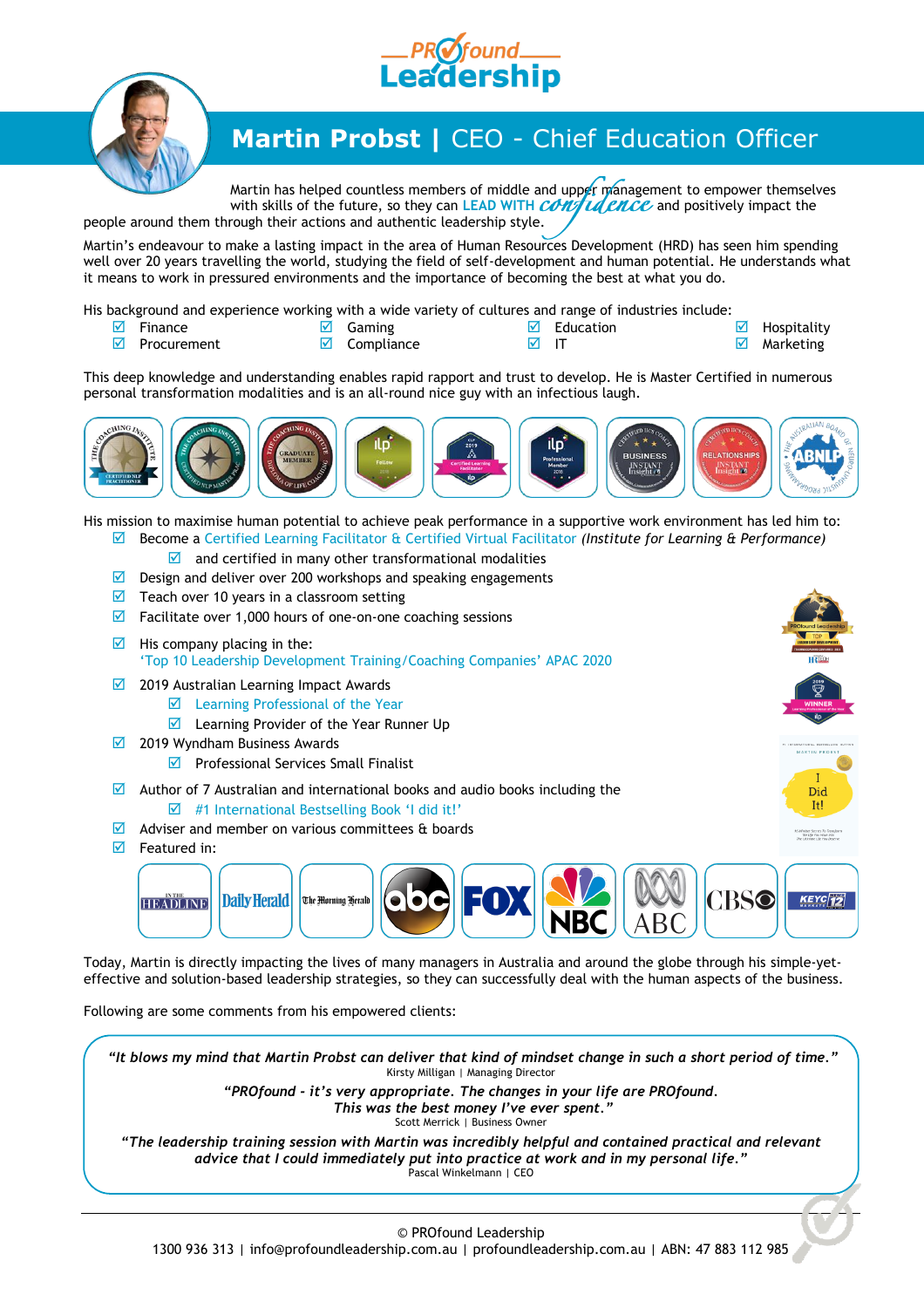# PROfound Leadership

## Martin Probst | CEO - Chief Education Officer

Martin has helped countless members of middle and upper management to empower themselves with skills of the future, so they can LEAD WITH *confidence* and positively impact the people around them through their actions and authentic leadership style.

Martin's endeavour to make a lasting impact in the area of Human Resources Development (HRD) has seen him spending well over 20 years travelling the world, studying the field of self-development and human potential. He understands what it means to work in pressured environments and the importance of becoming the best at what you do.

His background and experience working with a wide variety of cultures and range of industries include:

- ☑ Finance
- ☑ Gaming
- ☑ Education
- ☑ Hospitality
- ☑ Procurement
- ☑ Compliance
- ☑ IT
- ☑ Marketing

This deep knowledge and understanding enables rapid rapport and trust to develop. He is Master Certified in numerous personal transformation modalities and is an all-round nice guy with an infectious laugh.

His mission to maximise human potential to achieve peak performance in a supportive work environment has led him to:

- ☑ Become a Certified Learning Facilitator & Certified Virtual Facilitator *(Institute for Learning & Performance)*
  - ☑ and certified in many other transformational modalities
- ☑ Design and deliver over 200 workshops and speaking engagements
- ☑ Teach over 10 years in a classroom setting
- ☑ Facilitate over 1,000 hours of one-on-one coaching sessions
- ☑ His company placing in the:
  'Top 10 Leadership Development Training/Coaching Companies' APAC 2020
- ☑ 2019 Australian Learning Impact Awards
  - ☑ Learning Professional of the Year
  - ☑ Learning Provider of the Year Runner Up
- ☑ 2019 Wyndham Business Awards
  - ☑ Professional Services Small Finalist
- ☑ Author of 7 Australian and international books and audio books including the
  - ☑ #1 International Bestselling Book 'I did it!'
- ☑ Adviser and member on various committees & boards
- ☑ Featured in:

Today, Martin is directly impacting the lives of many managers in Australia and around the globe through his simple-yet-effective and solution-based leadership strategies, so they can successfully deal with the human aspects of the business.

Following are some comments from his empowered clients:

> ***"It blows my mind that Martin Probst can deliver that kind of mindset change in such a short period of time."***
> Kirsty Milligan | Managing Director
>
> ***"PROfound - it's very appropriate. The changes in your life are PROfound. This was the best money I've ever spent."***
> Scott Merrick | Business Owner
>
> ***"The leadership training session with Martin was incredibly helpful and contained practical and relevant advice that I could immediately put into practice at work and in my personal life."***
> Pascal Winkelmann | CEO

© PROfound Leadership
1300 936 313 | info@profoundleadership.com.au | profoundleadership.com.au | ABN: 47 883 112 985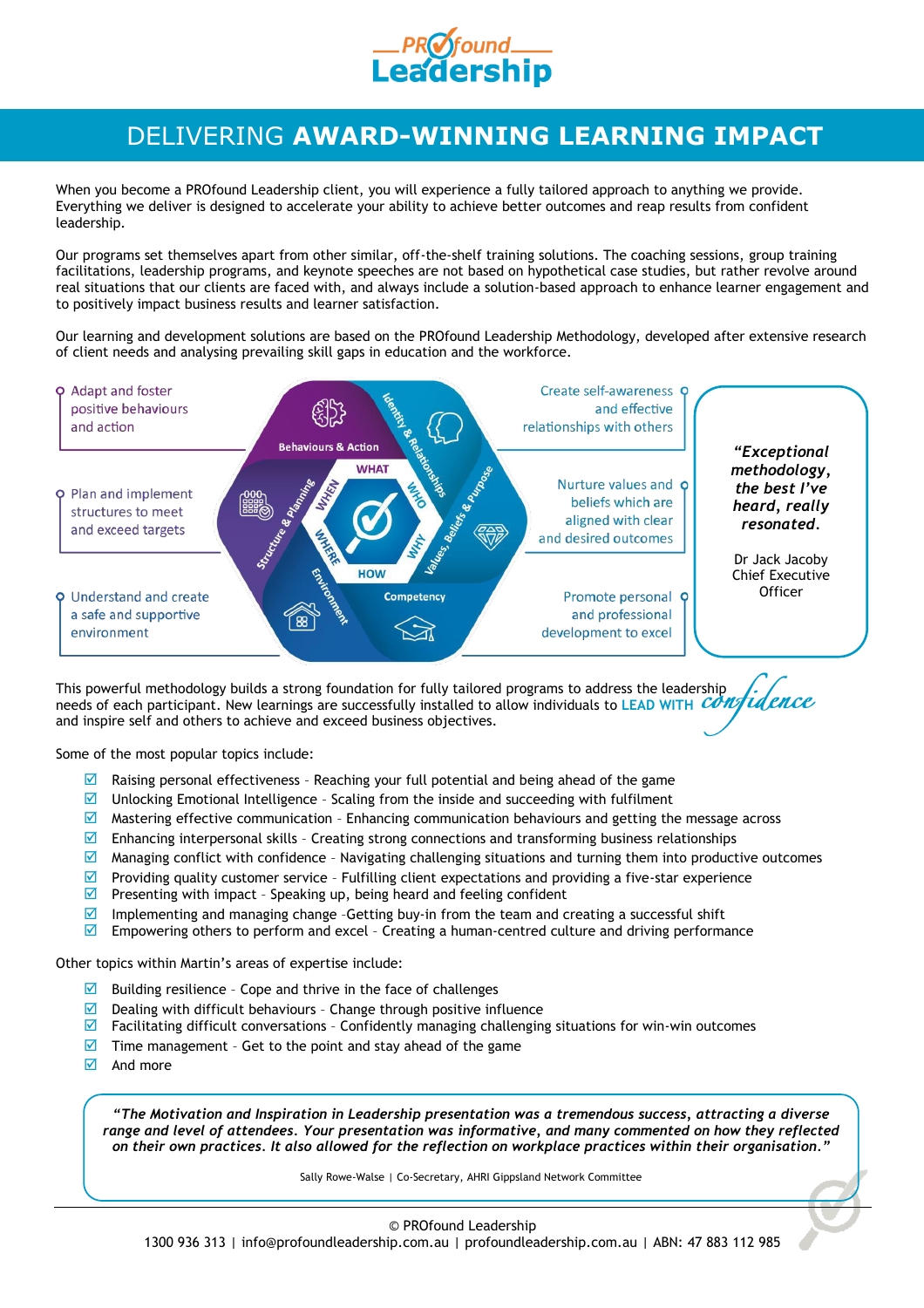# DELIVERING **AWARD-WINNING LEARNING IMPACT**

When you become a PROfound Leadership client, you will experience a fully tailored approach to anything we provide. Everything we deliver is designed to accelerate your ability to achieve better outcomes and reap results from confident leadership.

Our programs set themselves apart from other similar, off-the-shelf training solutions. The coaching sessions, group training facilitations, leadership programs, and keynote speeches are not based on hypothetical case studies, but rather revolve around real situations that our clients are faced with, and always include a solution-based approach to enhance learner engagement and to positively impact business results and learner satisfaction.

Our learning and development solutions are based on the PROfound Leadership Methodology, developed after extensive research of client needs and analysing prevailing skill gaps in education and the workforce.

Adapt and foster positive behaviours and action

Plan and implement structures to meet and exceed targets

Understand and create a safe and supportive environment

Behaviours & Action
Identity & Relationships
Values, Beliefs & Purpose
Competency
Environment
Structure & Planning
WHAT
WHO
WHY
HOW
WHERE
WHEN

Create self-awareness and effective relationships with others

Nurture values and beliefs which are aligned with clear and desired outcomes

Promote personal and professional development to excel

> ***"Exceptional methodology, the best I've heard, really resonated.***
>
> Dr Jack Jacoby
> Chief Executive Officer

This powerful methodology builds a strong foundation for fully tailored programs to address the leadership needs of each participant. New learnings are successfully installed to allow individuals to LEAD WITH *confidence* and inspire self and others to achieve and exceed business objectives.

Some of the most popular topics include:

- ☑ Raising personal effectiveness – Reaching your full potential and being ahead of the game
- ☑ Unlocking Emotional Intelligence – Scaling from the inside and succeeding with fulfilment
- ☑ Mastering effective communication – Enhancing communication behaviours and getting the message across
- ☑ Enhancing interpersonal skills – Creating strong connections and transforming business relationships
- ☑ Managing conflict with confidence – Navigating challenging situations and turning them into productive outcomes
- ☑ Providing quality customer service – Fulfilling client expectations and providing a five-star experience
- ☑ Presenting with impact – Speaking up, being heard and feeling confident
- ☑ Implementing and managing change –Getting buy-in from the team and creating a successful shift
- ☑ Empowering others to perform and excel – Creating a human-centred culture and driving performance

Other topics within Martin's areas of expertise include:

- ☑ Building resilience – Cope and thrive in the face of challenges
- ☑ Dealing with difficult behaviours – Change through positive influence
- ☑ Facilitating difficult conversations – Confidently managing challenging situations for win-win outcomes
- ☑ Time management – Get to the point and stay ahead of the game
- ☑ And more

> ***"The Motivation and Inspiration in Leadership presentation was a tremendous success, attracting a diverse range and level of attendees. Your presentation was informative, and many commented on how they reflected on their own practices. It also allowed for the reflection on workplace practices within their organisation."***
>
> Sally Rowe-Walse | Co-Secretary, AHRI Gippsland Network Committee

© PROfound Leadership
1300 936 313 | info@profoundleadership.com.au | profoundleadership.com.au | ABN: 47 883 112 985